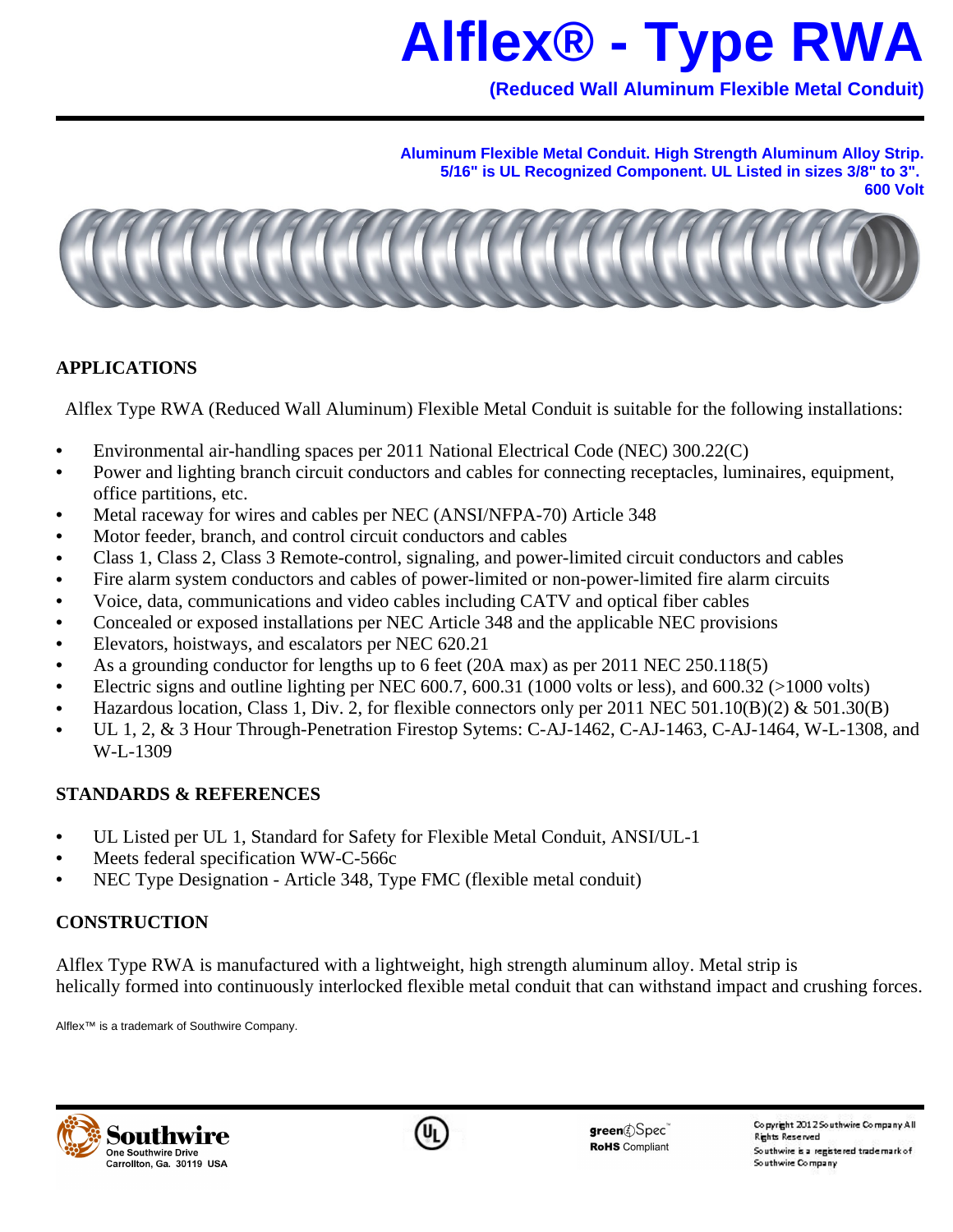# Alflex® - Type RWA

**(Reduced Wall Aluminum Flexible Metal Conduit)**

**Aluminum Flexible Metal Conduit. High Strength Aluminum Alloy Strip. 5/16" is UL Recognized Component. UL Listed in sizes 3/8" to 3". 600 Volt**

## APPLICATIONS

Alflex Type RWA (Reduced Wall Aluminum) Flexible Metal Conduit is suitable for the following installations:

- Environmental air-handling spaces per 2011 National Electrical Code (NEC) 300.22(C)
- Power and lighting branch circuit conductors and cables for connecting receptacles, luminaires, equipment, office partitions, etc.
- Metal raceway for wires and cables per NEC (ANSI/NFPA-70) Article 348
- Motor feeder, branch, and control circuit conductors and cables
- Class 1, Class 2, Class 3 Remote-control, signaling, and power-limited circuit conductors and cables
- Fire alarm system conductors and cables of power-limited or non-power-limited fire alarm circuits
- Voice, data, communications and video cables including CATV and optical fiber cables
- Concealed or exposed installations per NEC Article 348 and the applicable NEC provisions
- Elevators, hoistways, and escalators per NEC 620.21
- As a grounding conductor for lengths up to 6 feet (20A max) as per 2011 NEC 250.118(5)
- Electric signs and outline lighting per NEC 600.7, 600.31 (1000 volts or less), and 600.32 (>1000 volts)
- Hazardous location, Class 1, Div. 2, for flexible connectors only per 2011 NEC 501.10(B)(2) & 501.30(B)
- UL 1, 2, & 3 Hour Through-Penetration Firestop Sytems: C-AJ-1462, C-AJ-1463, C-AJ-1464, W-L-1308, and W-L-1309

## STANDARDS & REFERENCES

- UL Listed per UL 1, Standard for Safety for Flexible Metal Conduit, ANSI/UL-1
- Meets federal specification WW-C-566c
- NEC Type Designation - Article 348, Type FMC (flexible metal conduit)

## CONSTRUCTION

Alflex Type RWA is manufactured with a lightweight, high strength aluminum alloy. Metal strip is helically formed into continuously interlocked flexible metal conduit that can withstand impact and crushing forces.

Alflex™ is a trademark of Southwire Company.

Southwire
One Southwire Drive
Carrollton, Ga. 30119 USA

greenSpec™
RoHS Compliant

Copyright 2012 Southwire Company All Rights Reserved
Southwire is a registered trademark of Southwire Company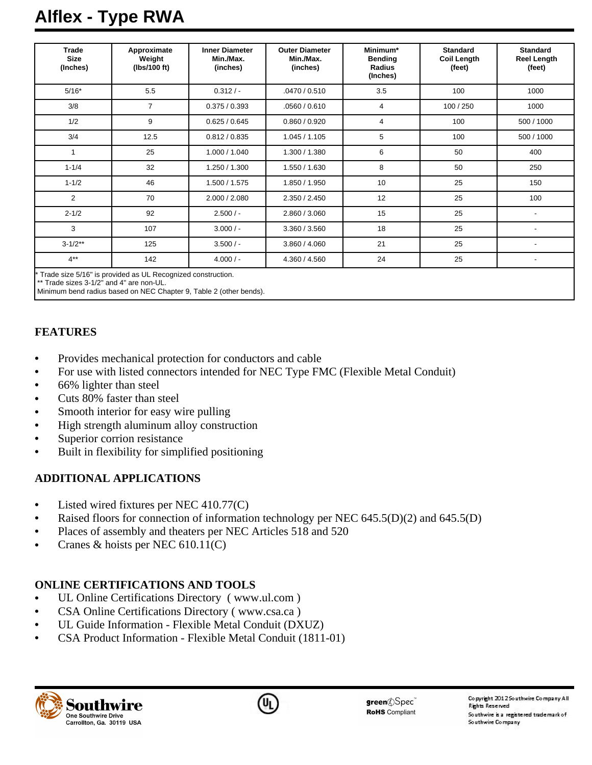# Alflex - Type RWA

| Trade Size (Inches) | Approximate Weight (lbs/100 ft) | Inner Diameter Min./Max. (inches) | Outer Diameter Min./Max. (inches) | Minimum* Bending Radius (Inches) | Standard Coil Length (feet) | Standard Reel Length (feet) |
|---|---|---|---|---|---|---|
| 5/16* | 5.5 | 0.312 / - | .0470 / 0.510 | 3.5 | 100 | 1000 |
| 3/8 | 7 | 0.375 / 0.393 | .0560 / 0.610 | 4 | 100 / 250 | 1000 |
| 1/2 | 9 | 0.625 / 0.645 | 0.860 / 0.920 | 4 | 100 | 500 / 1000 |
| 3/4 | 12.5 | 0.812 / 0.835 | 1.045 / 1.105 | 5 | 100 | 500 / 1000 |
| 1 | 25 | 1.000 / 1.040 | 1.300 / 1.380 | 6 | 50 | 400 |
| 1-1/4 | 32 | 1.250 / 1.300 | 1.550 / 1.630 | 8 | 50 | 250 |
| 1-1/2 | 46 | 1.500 / 1.575 | 1.850 / 1.950 | 10 | 25 | 150 |
| 2 | 70 | 2.000 / 2.080 | 2.350 / 2.450 | 12 | 25 | 100 |
| 2-1/2 | 92 | 2.500 / - | 2.860 / 3.060 | 15 | 25 | - |
| 3 | 107 | 3.000 / - | 3.360 / 3.560 | 18 | 25 | - |
| 3-1/2** | 125 | 3.500 / - | 3.860 / 4.060 | 21 | 25 | - |
| 4** | 142 | 4.000 / - | 4.360 / 4.560 | 24 | 25 | - |

* Trade size 5/16" is provided as UL Recognized construction.
** Trade sizes 3-1/2" and 4" are non-UL.
Minimum bend radius based on NEC Chapter 9, Table 2 (other bends).

## FEATURES

- Provides mechanical protection for conductors and cable
- For use with listed connectors intended for NEC Type FMC (Flexible Metal Conduit)
- 66% lighter than steel
- Cuts 80% faster than steel
- Smooth interior for easy wire pulling
- High strength aluminum alloy construction
- Superior corrion resistance
- Built in flexibility for simplified positioning

## ADDITIONAL APPLICATIONS

- Listed wired fixtures per NEC 410.77(C)
- Raised floors for connection of information technology per NEC 645.5(D)(2) and 645.5(D)
- Places of assembly and theaters per NEC Articles 518 and 520
- Cranes & hoists per NEC 610.11(C)

## ONLINE CERTIFICATIONS AND TOOLS

- UL Online Certifications Directory ( www.ul.com )
- CSA Online Certifications Directory ( www.csa.ca )
- UL Guide Information - Flexible Metal Conduit (DXUZ)
- CSA Product Information - Flexible Metal Conduit (1811-01)

Southwire
One Southwire Drive
Carrollton, Ga. 30119 USA

greenSpec™
RoHS Compliant

Copyright 2012 Southwire Company All Rights Reserved
Southwire is a registered trademark of Southwire Company